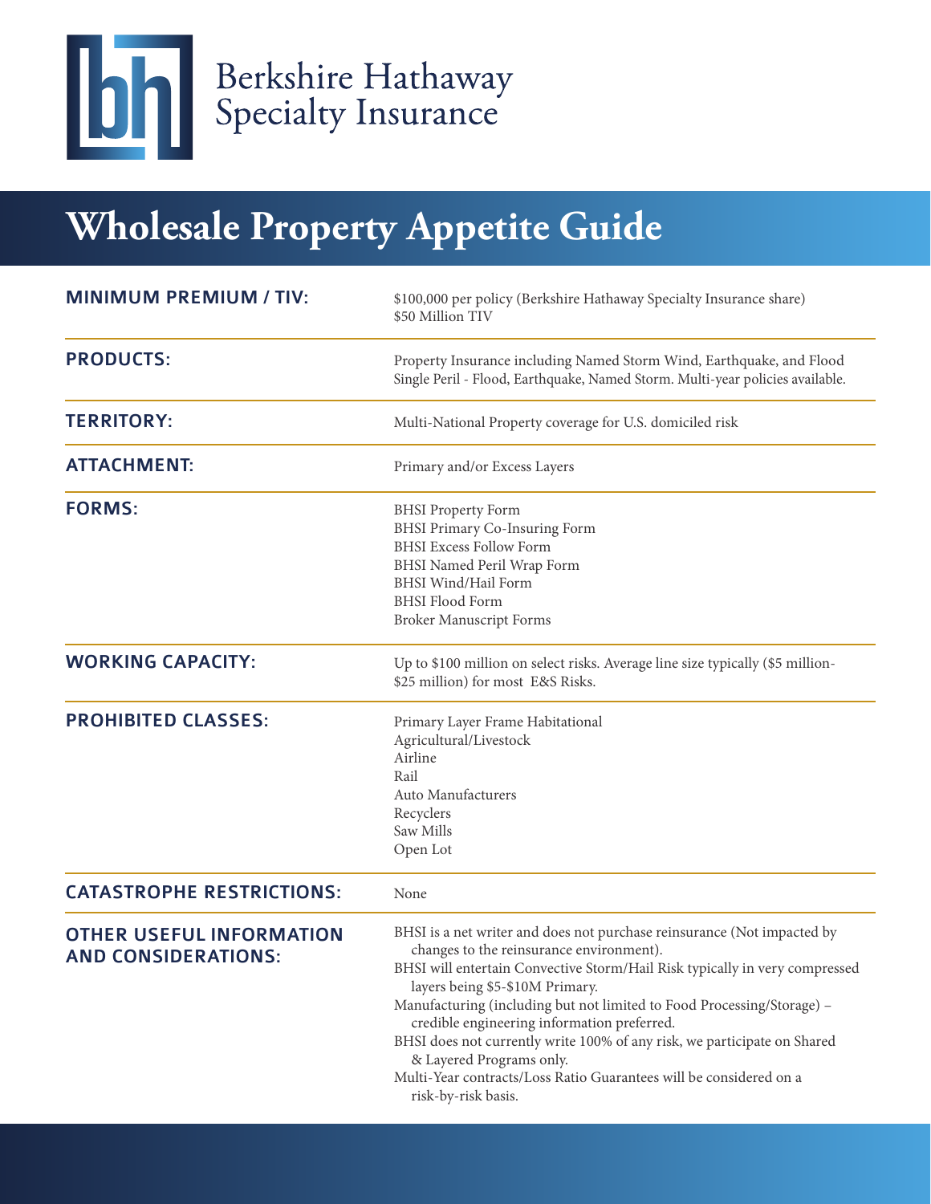Berkshire Hathaway Specialty Insurance

# Wholesale Property Appetite Guide

| | |
|---|---|
| **MINIMUM PREMIUM / TIV:** | $100,000 per policy (Berkshire Hathaway Specialty Insurance share)<br>$50 Million TIV |
| **PRODUCTS:** | Property Insurance including Named Storm Wind, Earthquake, and Flood<br>Single Peril - Flood, Earthquake, Named Storm. Multi-year policies available. |
| **TERRITORY:** | Multi-National Property coverage for U.S. domiciled risk |
| **ATTACHMENT:** | Primary and/or Excess Layers |
| **FORMS:** | BHSI Property Form<br>BHSI Primary Co-Insuring Form<br>BHSI Excess Follow Form<br>BHSI Named Peril Wrap Form<br>BHSI Wind/Hail Form<br>BHSI Flood Form<br>Broker Manuscript Forms |
| **WORKING CAPACITY:** | Up to $100 million on select risks. Average line size typically ($5 million-$25 million) for most E&S Risks. |
| **PROHIBITED CLASSES:** | Primary Layer Frame Habitational<br>Agricultural/Livestock<br>Airline<br>Rail<br>Auto Manufacturers<br>Recyclers<br>Saw Mills<br>Open Lot |
| **CATASTROPHE RESTRICTIONS:** | None |
| **OTHER USEFUL INFORMATION AND CONSIDERATIONS:** | BHSI is a net writer and does not purchase reinsurance (Not impacted by changes to the reinsurance environment).<br>BHSI will entertain Convective Storm/Hail Risk typically in very compressed layers being $5-$10M Primary.<br>Manufacturing (including but not limited to Food Processing/Storage) – credible engineering information preferred.<br>BHSI does not currently write 100% of any risk, we participate on Shared & Layered Programs only.<br>Multi-Year contracts/Loss Ratio Guarantees will be considered on a risk-by-risk basis. |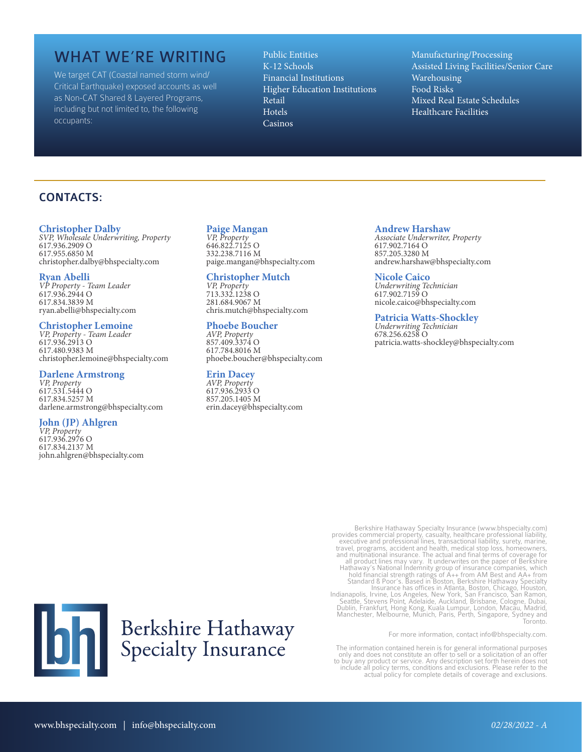## WHAT WE'RE WRITING

We target CAT (Coastal named storm wind/ Critical Earthquake) exposed accounts as well as Non-CAT Shared & Layered Programs, including but not limited to, the following occupants:

- Public Entities
- K-12 Schools
- Financial Institutions
- Higher Education Institutions
- Retail
- Hotels
- Casinos
- Manufacturing/Processing
- Assisted Living Facilities/Senior Care
- Warehousing
- Food Risks
- Mixed Real Estate Schedules
- Healthcare Facilities

## CONTACTS:

**Christopher Dalby**
*SVP, Wholesale Underwriting, Property*
617.936.2909 O
617.955.6850 M
christopher.dalby@bhspecialty.com

**Ryan Abelli**
*VP Property - Team Leader*
617.936.2944 O
617.834.3839 M
ryan.abelli@bhspecialty.com

**Christopher Lemoine**
*VP, Property - Team Leader*
617.936.2913 O
617.480.9383 M
christopher.lemoine@bhspecialty.com

**Darlene Armstrong**
*VP, Property*
617.531.5444 O
617.834.5257 M
darlene.armstrong@bhspecialty.com

**John (JP) Ahlgren**
*VP, Property*
617.936.2976 O
617.834.2137 M
john.ahlgren@bhspecialty.com

**Paige Mangan**
*VP, Property*
646.822.7125 O
332.238.7116 M
paige.mangan@bhspecialty.com

**Christopher Mutch**
*VP, Property*
713.332.1238 O
281.684.9067 M
chris.mutch@bhspecialty.com

**Phoebe Boucher**
*AVP, Property*
857.409.3374 O
617.784.8016 M
phoebe.boucher@bhspecialty.com

**Erin Dacey**
*AVP, Property*
617.936.2933 O
857.205.1405 M
erin.dacey@bhspecialty.com

**Andrew Harshaw**
*Associate Underwriter, Property*
617.902.7164 O
857.205.3280 M
andrew.harshaw@bhspecialty.com

**Nicole Caico**
*Underwriting Technician*
617.902.7159 O
nicole.caico@bhspecialty.com

**Patricia Watts-Shockley**
*Underwriting Technician*
678.256.6258 O
patricia.watts-shockley@bhspecialty.com

Berkshire Hathaway Specialty Insurance

Berkshire Hathaway Specialty Insurance (www.bhspecialty.com) provides commercial property, casualty, healthcare professional liability, executive and professional lines, transactional liability, surety, marine, travel, programs, accident and health, medical stop loss, homeowners, and multinational insurance. The actual and final terms of coverage for all product lines may vary. It underwrites on the paper of Berkshire Hathaway's National Indemnity group of insurance companies, which hold financial strength ratings of A++ from AM Best and AA+ from Standard & Poor's. Based in Boston, Berkshire Hathaway Specialty Insurance has offices in Atlanta, Boston, Chicago, Houston, Indianapolis, Irvine, Los Angeles, New York, San Francisco, San Ramon, Seattle, Stevens Point, Adelaide, Auckland, Brisbane, Cologne, Dubai, Dublin, Frankfurt, Hong Kong, Kuala Lumpur, London, Macau, Madrid, Manchester, Melbourne, Munich, Paris, Perth, Singapore, Sydney and Toronto.

For more information, contact info@bhspecialty.com.

The information contained herein is for general informational purposes only and does not constitute an offer to sell or a solicitation of an offer to buy any product or service. Any description set forth herein does not include all policy terms, conditions and exclusions. Please refer to the actual policy for complete details of coverage and exclusions.

www.bhspecialty.com | info@bhspecialty.com

*02/28/2022 - A*